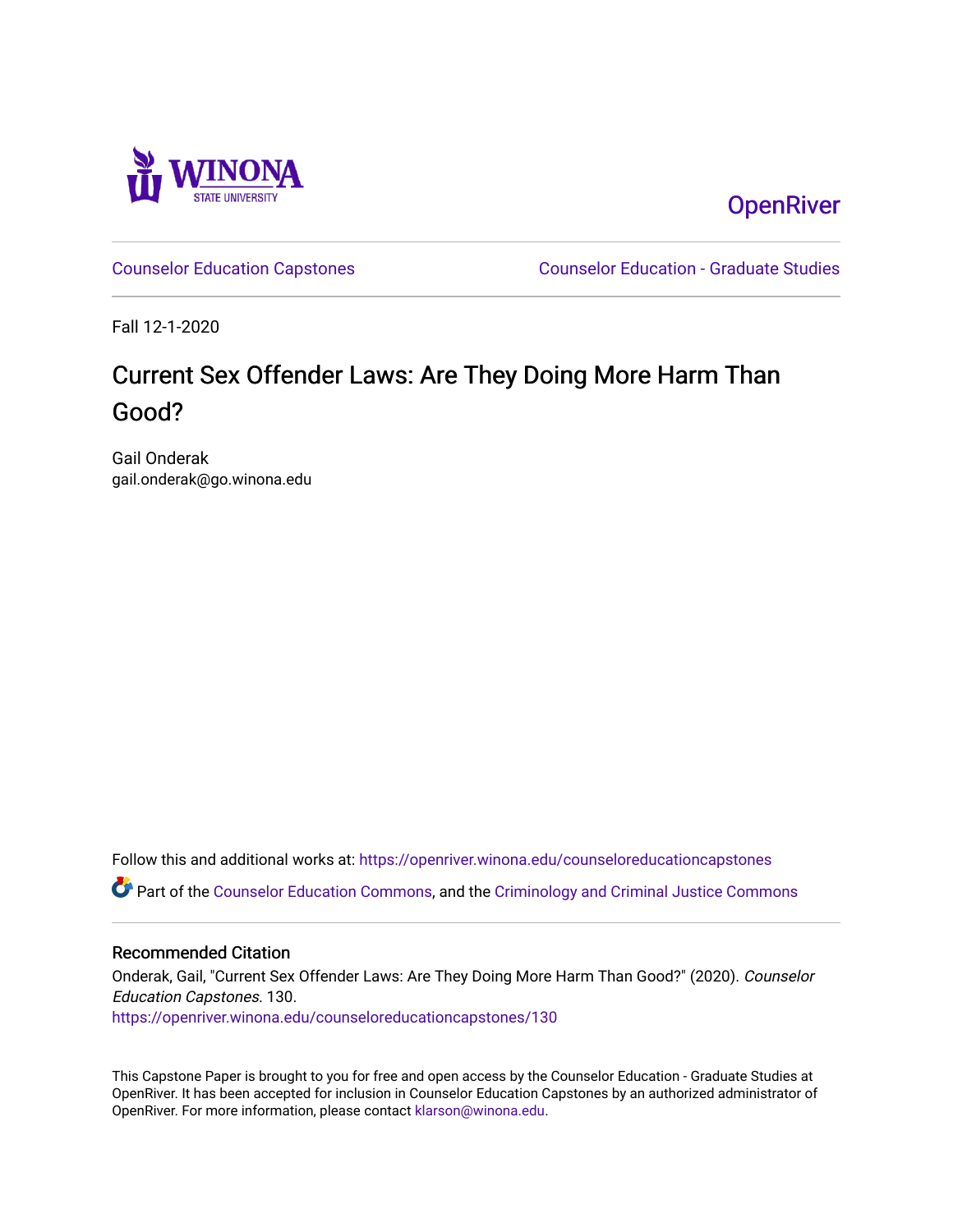Winona State University

OpenRiver

Counselor Education Capstones

Counselor Education - Graduate Studies

Fall 12-1-2020

# Current Sex Offender Laws: Are They Doing More Harm Than Good?

Gail Onderak
gail.onderak@go.winona.edu

Follow this and additional works at: https://openriver.winona.edu/counseloreducationcapstones

Part of the Counselor Education Commons, and the Criminology and Criminal Justice Commons

## Recommended Citation

Onderak, Gail, "Current Sex Offender Laws: Are They Doing More Harm Than Good?" (2020). *Counselor Education Capstones*. 130.
https://openriver.winona.edu/counseloreducationcapstones/130

This Capstone Paper is brought to you for free and open access by the Counselor Education - Graduate Studies at OpenRiver. It has been accepted for inclusion in Counselor Education Capstones by an authorized administrator of OpenRiver. For more information, please contact klarson@winona.edu.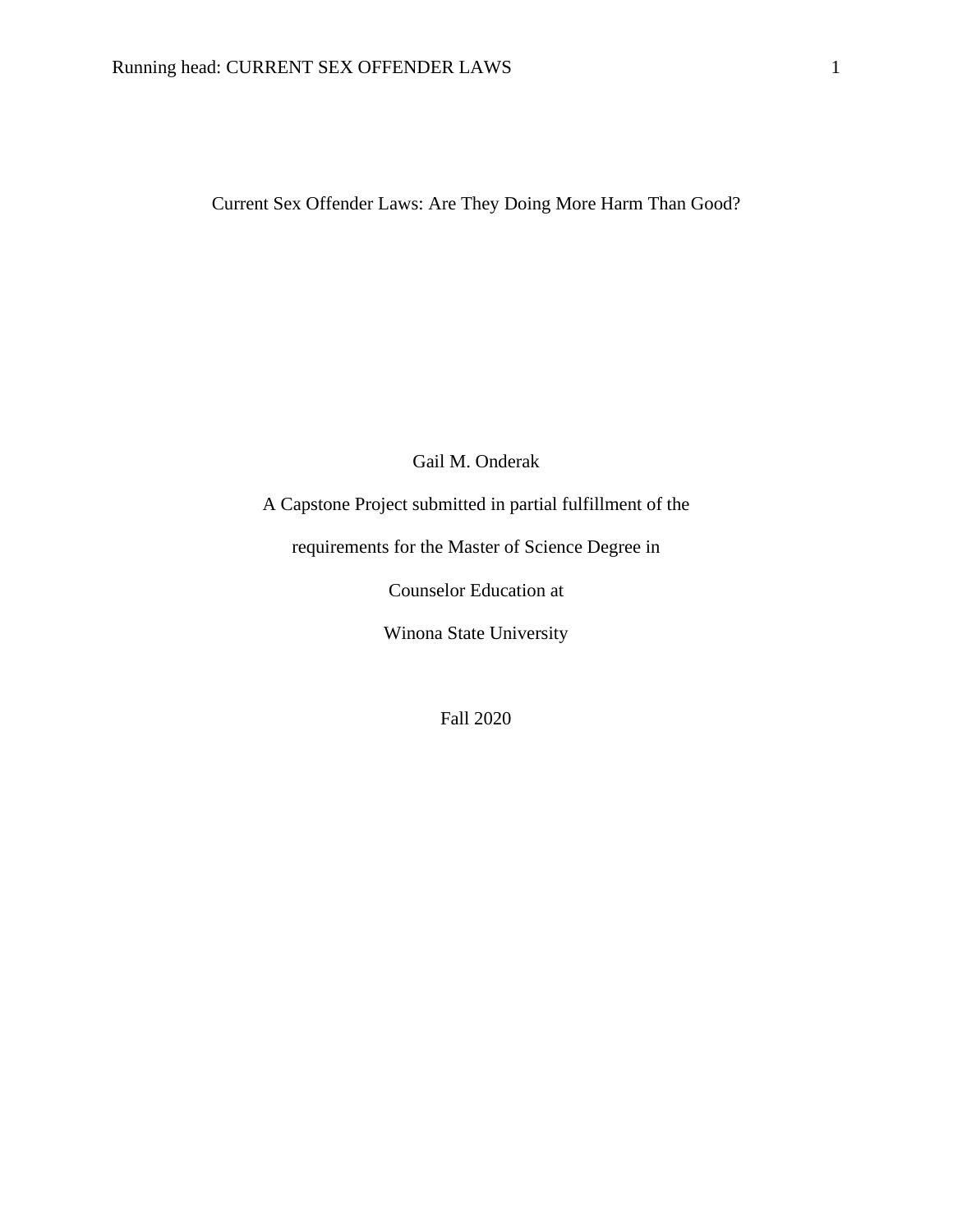# Current Sex Offender Laws: Are They Doing More Harm Than Good?

Gail M. Onderak

A Capstone Project submitted in partial fulfillment of the

requirements for the Master of Science Degree in

Counselor Education at

Winona State University

Fall 2020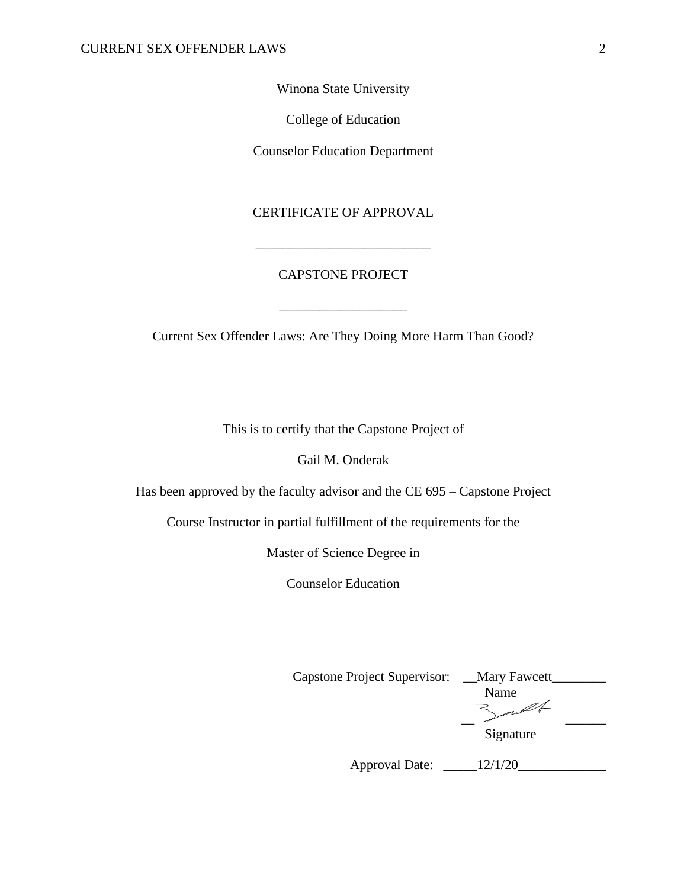Winona State University

College of Education

Counselor Education Department

CERTIFICATE OF APPROVAL

___________________________

CAPSTONE PROJECT

___________________

Current Sex Offender Laws: Are They Doing More Harm Than Good?

This is to certify that the Capstone Project of

Gail M. Onderak

Has been approved by the faculty advisor and the CE 695 – Capstone Project

Course Instructor in partial fulfillment of the requirements for the

Master of Science Degree in

Counselor Education

Capstone Project Supervisor: __Mary Fawcett________
Name

__ ______
Signature

Approval Date: _____12/1/20_____________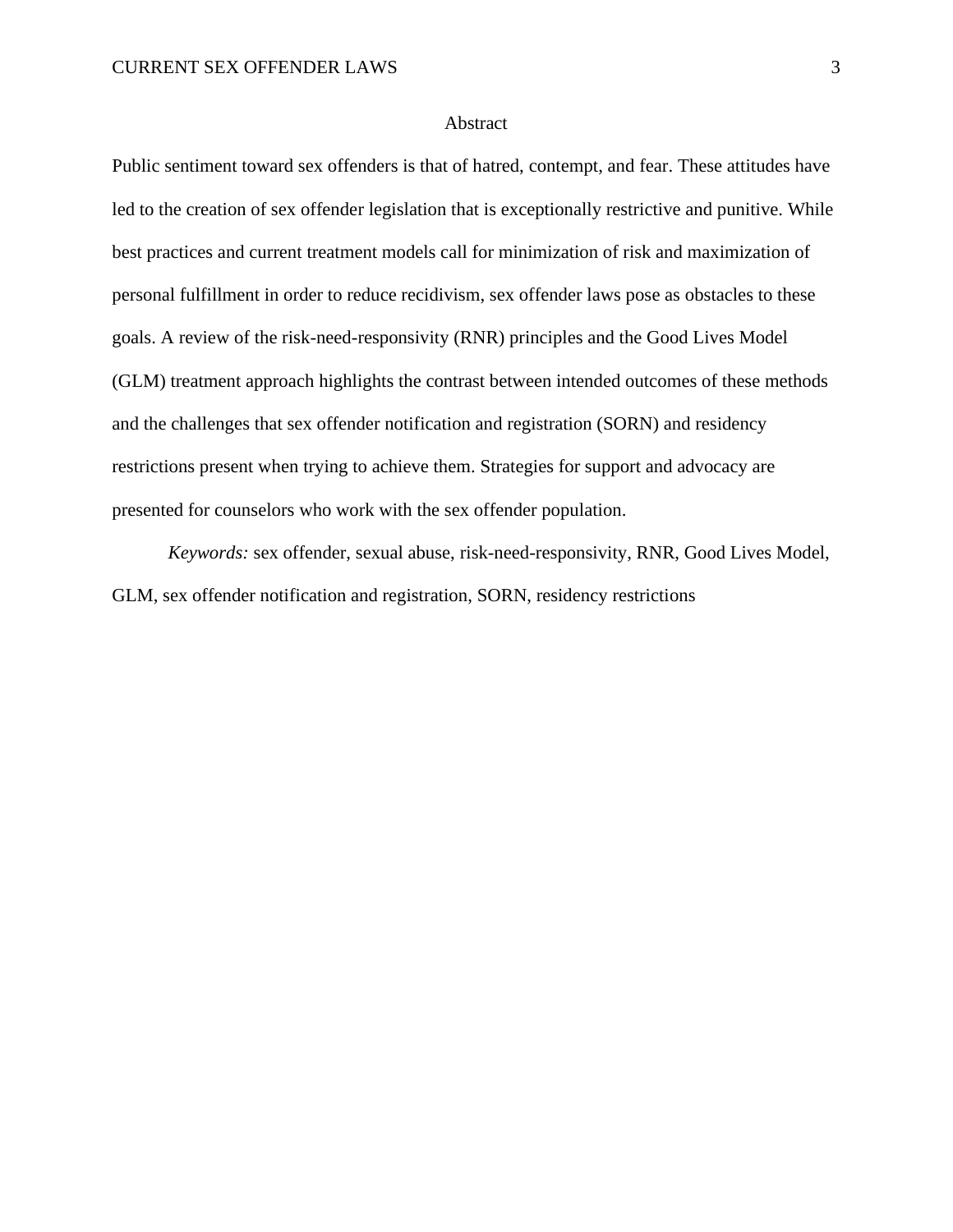# Abstract

Public sentiment toward sex offenders is that of hatred, contempt, and fear. These attitudes have led to the creation of sex offender legislation that is exceptionally restrictive and punitive. While best practices and current treatment models call for minimization of risk and maximization of personal fulfillment in order to reduce recidivism, sex offender laws pose as obstacles to these goals. A review of the risk-need-responsivity (RNR) principles and the Good Lives Model (GLM) treatment approach highlights the contrast between intended outcomes of these methods and the challenges that sex offender notification and registration (SORN) and residency restrictions present when trying to achieve them. Strategies for support and advocacy are presented for counselors who work with the sex offender population.

*Keywords:* sex offender, sexual abuse, risk-need-responsivity, RNR, Good Lives Model, GLM, sex offender notification and registration, SORN, residency restrictions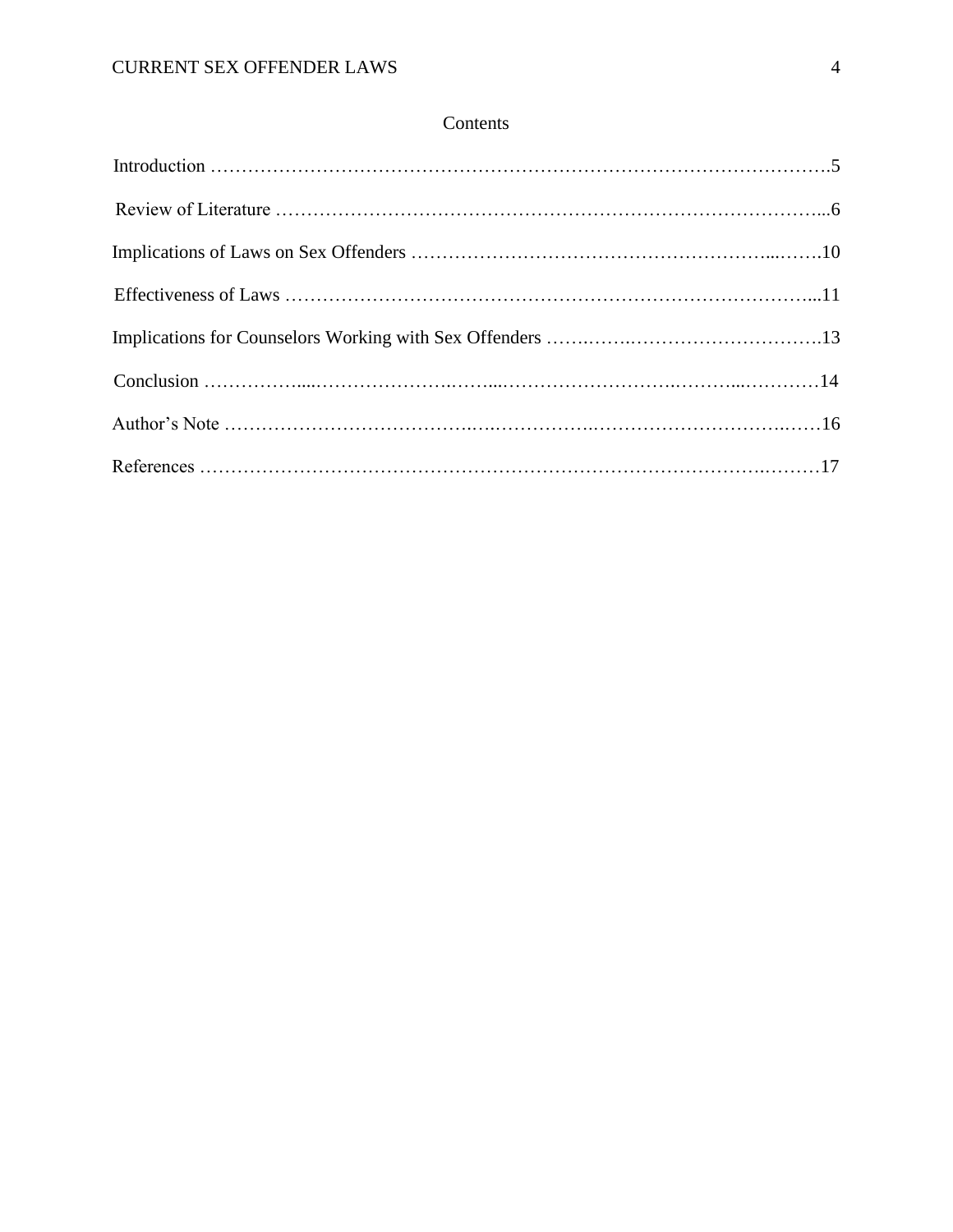# Contents

Introduction .......................................................................................................5

Review of Literature ..........................................................................................6

Implications of Laws on Sex Offenders ...........................................................10

Effectiveness of Laws ........................................................................................11

Implications for Counselors Working with Sex Offenders ..............................13

Conclusion .........................................................................................................14

Author's Note .....................................................................................................16

References ..........................................................................................................17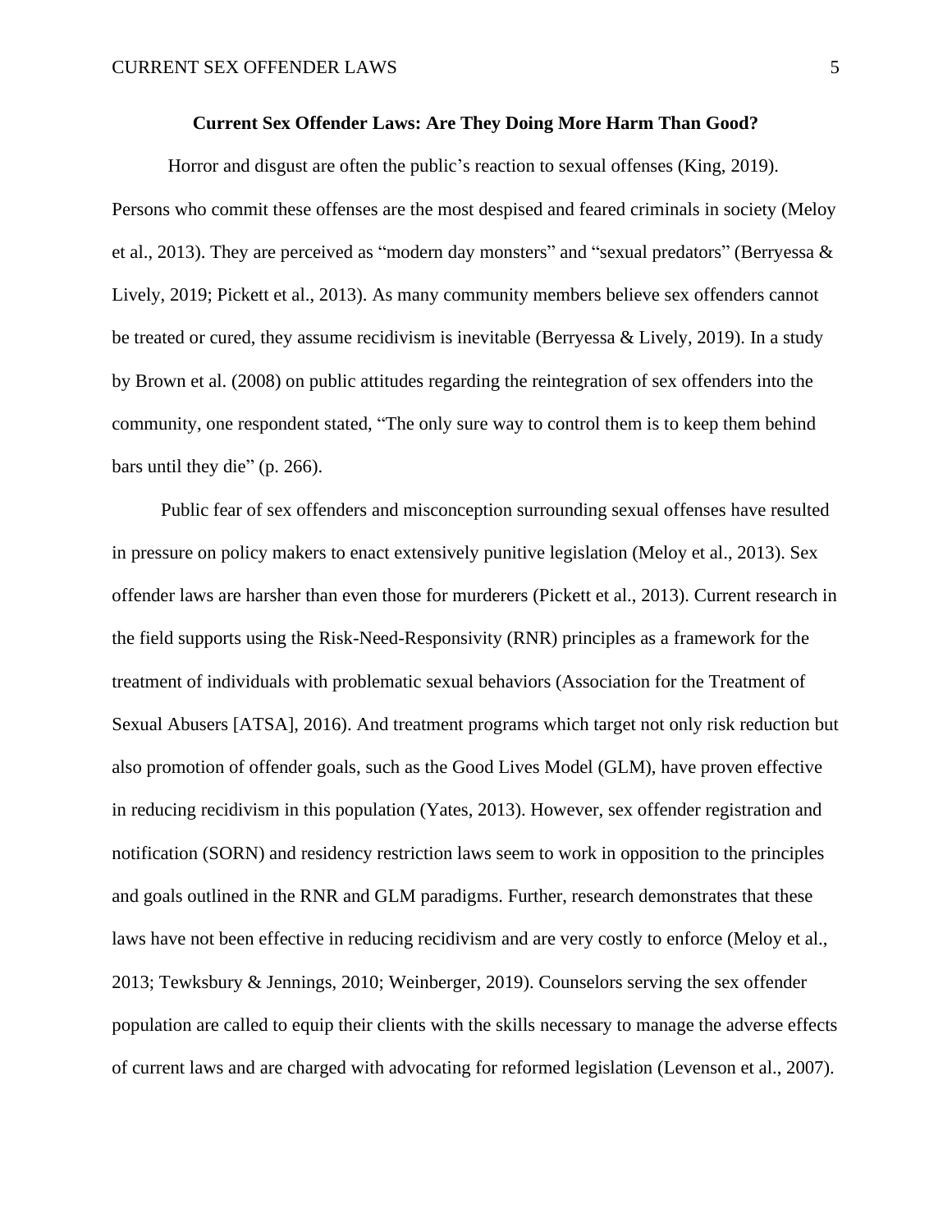**Current Sex Offender Laws: Are They Doing More Harm Than Good?**

Horror and disgust are often the public's reaction to sexual offenses (King, 2019). Persons who commit these offenses are the most despised and feared criminals in society (Meloy et al., 2013). They are perceived as "modern day monsters" and "sexual predators" (Berryessa & Lively, 2019; Pickett et al., 2013). As many community members believe sex offenders cannot be treated or cured, they assume recidivism is inevitable (Berryessa & Lively, 2019). In a study by Brown et al. (2008) on public attitudes regarding the reintegration of sex offenders into the community, one respondent stated, "The only sure way to control them is to keep them behind bars until they die" (p. 266).

Public fear of sex offenders and misconception surrounding sexual offenses have resulted in pressure on policy makers to enact extensively punitive legislation (Meloy et al., 2013). Sex offender laws are harsher than even those for murderers (Pickett et al., 2013). Current research in the field supports using the Risk-Need-Responsivity (RNR) principles as a framework for the treatment of individuals with problematic sexual behaviors (Association for the Treatment of Sexual Abusers [ATSA], 2016). And treatment programs which target not only risk reduction but also promotion of offender goals, such as the Good Lives Model (GLM), have proven effective in reducing recidivism in this population (Yates, 2013). However, sex offender registration and notification (SORN) and residency restriction laws seem to work in opposition to the principles and goals outlined in the RNR and GLM paradigms. Further, research demonstrates that these laws have not been effective in reducing recidivism and are very costly to enforce (Meloy et al., 2013; Tewksbury & Jennings, 2010; Weinberger, 2019). Counselors serving the sex offender population are called to equip their clients with the skills necessary to manage the adverse effects of current laws and are charged with advocating for reformed legislation (Levenson et al., 2007).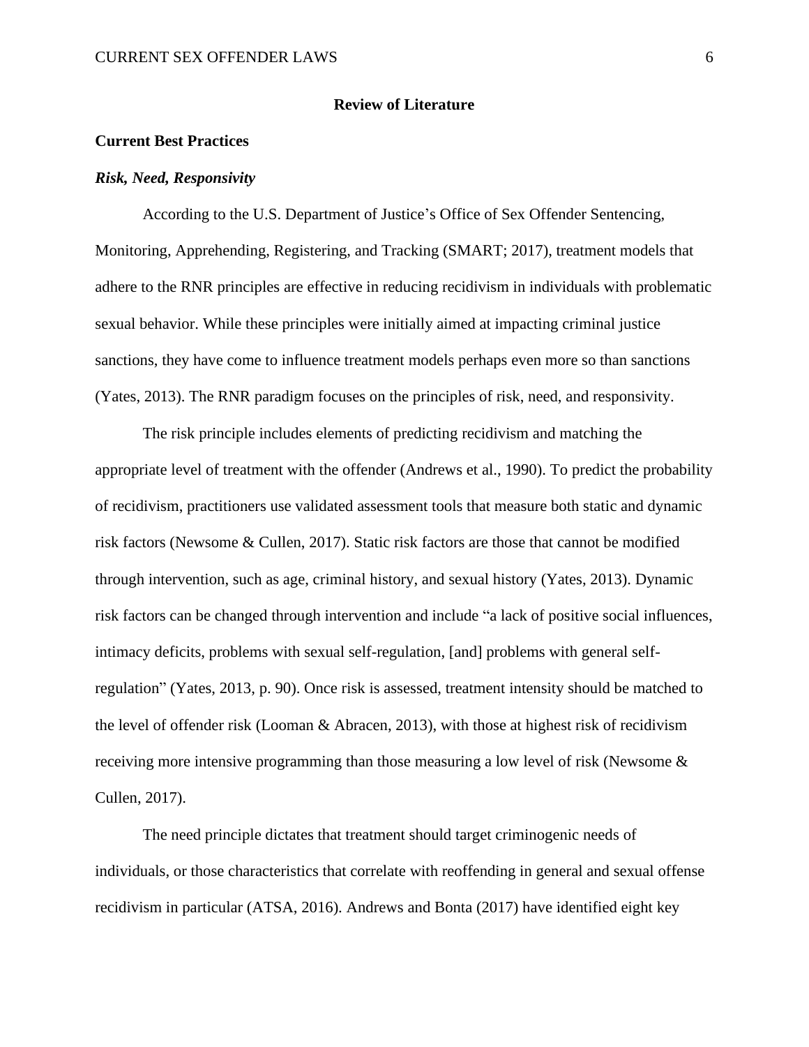# Review of Literature

## Current Best Practices

### *Risk, Need, Responsivity*

According to the U.S. Department of Justice's Office of Sex Offender Sentencing, Monitoring, Apprehending, Registering, and Tracking (SMART; 2017), treatment models that adhere to the RNR principles are effective in reducing recidivism in individuals with problematic sexual behavior. While these principles were initially aimed at impacting criminal justice sanctions, they have come to influence treatment models perhaps even more so than sanctions (Yates, 2013). The RNR paradigm focuses on the principles of risk, need, and responsivity.

The risk principle includes elements of predicting recidivism and matching the appropriate level of treatment with the offender (Andrews et al., 1990). To predict the probability of recidivism, practitioners use validated assessment tools that measure both static and dynamic risk factors (Newsome & Cullen, 2017). Static risk factors are those that cannot be modified through intervention, such as age, criminal history, and sexual history (Yates, 2013). Dynamic risk factors can be changed through intervention and include "a lack of positive social influences, intimacy deficits, problems with sexual self-regulation, [and] problems with general self-regulation" (Yates, 2013, p. 90). Once risk is assessed, treatment intensity should be matched to the level of offender risk (Looman & Abracen, 2013), with those at highest risk of recidivism receiving more intensive programming than those measuring a low level of risk (Newsome & Cullen, 2017).

The need principle dictates that treatment should target criminogenic needs of individuals, or those characteristics that correlate with reoffending in general and sexual offense recidivism in particular (ATSA, 2016). Andrews and Bonta (2017) have identified eight key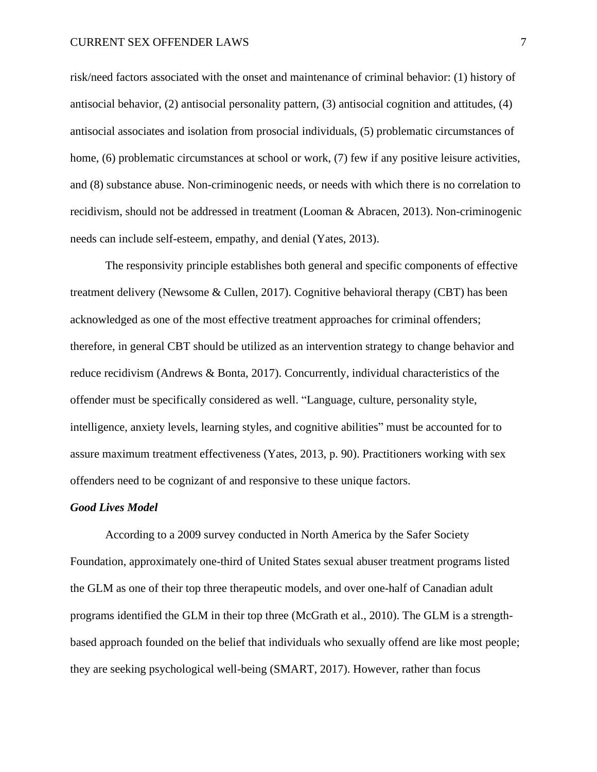risk/need factors associated with the onset and maintenance of criminal behavior: (1) history of antisocial behavior, (2) antisocial personality pattern, (3) antisocial cognition and attitudes, (4) antisocial associates and isolation from prosocial individuals, (5) problematic circumstances of home, (6) problematic circumstances at school or work, (7) few if any positive leisure activities, and (8) substance abuse. Non-criminogenic needs, or needs with which there is no correlation to recidivism, should not be addressed in treatment (Looman & Abracen, 2013). Non-criminogenic needs can include self-esteem, empathy, and denial (Yates, 2013).

The responsivity principle establishes both general and specific components of effective treatment delivery (Newsome & Cullen, 2017). Cognitive behavioral therapy (CBT) has been acknowledged as one of the most effective treatment approaches for criminal offenders; therefore, in general CBT should be utilized as an intervention strategy to change behavior and reduce recidivism (Andrews & Bonta, 2017). Concurrently, individual characteristics of the offender must be specifically considered as well. "Language, culture, personality style, intelligence, anxiety levels, learning styles, and cognitive abilities" must be accounted for to assure maximum treatment effectiveness (Yates, 2013, p. 90). Practitioners working with sex offenders need to be cognizant of and responsive to these unique factors.

### ***Good Lives Model***

According to a 2009 survey conducted in North America by the Safer Society Foundation, approximately one-third of United States sexual abuser treatment programs listed the GLM as one of their top three therapeutic models, and over one-half of Canadian adult programs identified the GLM in their top three (McGrath et al., 2010). The GLM is a strength-based approach founded on the belief that individuals who sexually offend are like most people; they are seeking psychological well-being (SMART, 2017). However, rather than focus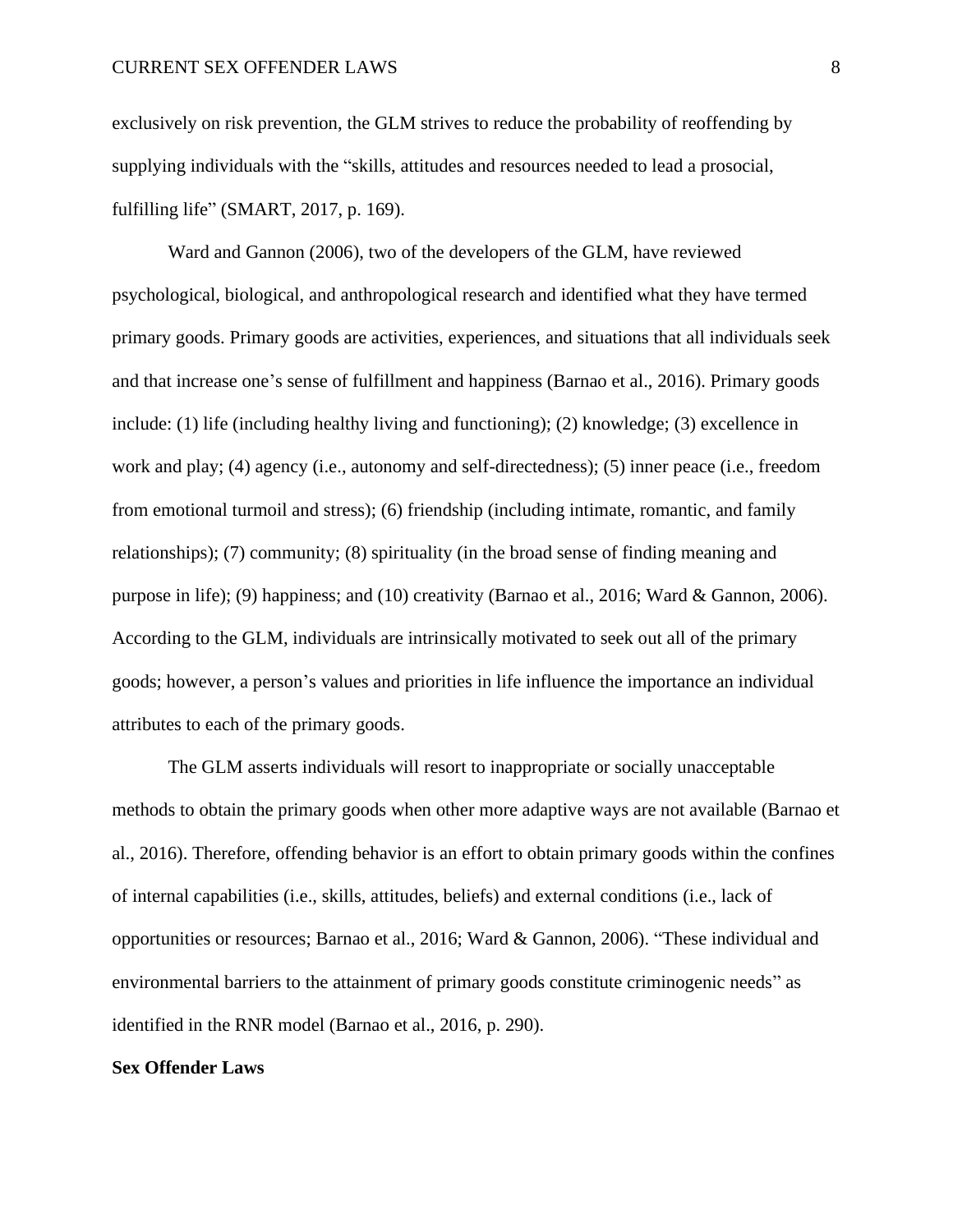exclusively on risk prevention, the GLM strives to reduce the probability of reoffending by supplying individuals with the "skills, attitudes and resources needed to lead a prosocial, fulfilling life" (SMART, 2017, p. 169).

Ward and Gannon (2006), two of the developers of the GLM, have reviewed psychological, biological, and anthropological research and identified what they have termed primary goods. Primary goods are activities, experiences, and situations that all individuals seek and that increase one's sense of fulfillment and happiness (Barnao et al., 2016). Primary goods include: (1) life (including healthy living and functioning); (2) knowledge; (3) excellence in work and play; (4) agency (i.e., autonomy and self-directedness); (5) inner peace (i.e., freedom from emotional turmoil and stress); (6) friendship (including intimate, romantic, and family relationships); (7) community; (8) spirituality (in the broad sense of finding meaning and purpose in life); (9) happiness; and (10) creativity (Barnao et al., 2016; Ward & Gannon, 2006). According to the GLM, individuals are intrinsically motivated to seek out all of the primary goods; however, a person's values and priorities in life influence the importance an individual attributes to each of the primary goods.

The GLM asserts individuals will resort to inappropriate or socially unacceptable methods to obtain the primary goods when other more adaptive ways are not available (Barnao et al., 2016). Therefore, offending behavior is an effort to obtain primary goods within the confines of internal capabilities (i.e., skills, attitudes, beliefs) and external conditions (i.e., lack of opportunities or resources; Barnao et al., 2016; Ward & Gannon, 2006). "These individual and environmental barriers to the attainment of primary goods constitute criminogenic needs" as identified in the RNR model (Barnao et al., 2016, p. 290).

**Sex Offender Laws**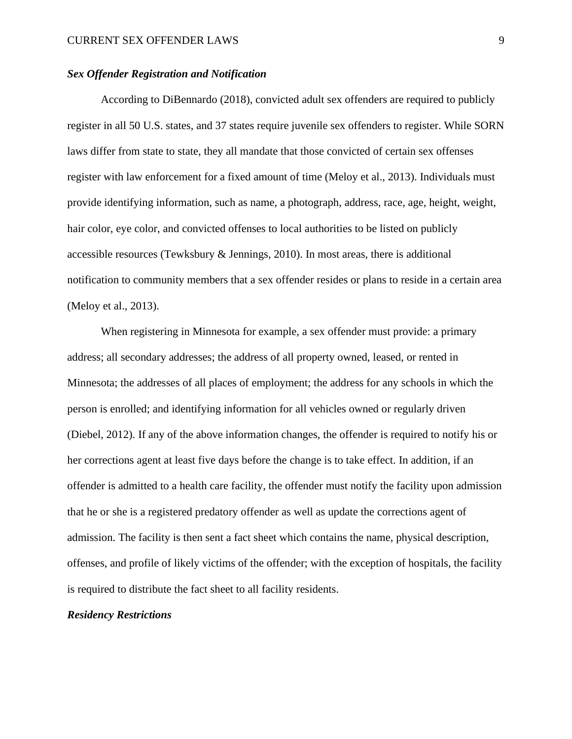### ***Sex Offender Registration and Notification***

According to DiBennardo (2018), convicted adult sex offenders are required to publicly register in all 50 U.S. states, and 37 states require juvenile sex offenders to register. While SORN laws differ from state to state, they all mandate that those convicted of certain sex offenses register with law enforcement for a fixed amount of time (Meloy et al., 2013). Individuals must provide identifying information, such as name, a photograph, address, race, age, height, weight, hair color, eye color, and convicted offenses to local authorities to be listed on publicly accessible resources (Tewksbury & Jennings, 2010). In most areas, there is additional notification to community members that a sex offender resides or plans to reside in a certain area (Meloy et al., 2013).

When registering in Minnesota for example, a sex offender must provide: a primary address; all secondary addresses; the address of all property owned, leased, or rented in Minnesota; the addresses of all places of employment; the address for any schools in which the person is enrolled; and identifying information for all vehicles owned or regularly driven (Diebel, 2012). If any of the above information changes, the offender is required to notify his or her corrections agent at least five days before the change is to take effect. In addition, if an offender is admitted to a health care facility, the offender must notify the facility upon admission that he or she is a registered predatory offender as well as update the corrections agent of admission. The facility is then sent a fact sheet which contains the name, physical description, offenses, and profile of likely victims of the offender; with the exception of hospitals, the facility is required to distribute the fact sheet to all facility residents.

### ***Residency Restrictions***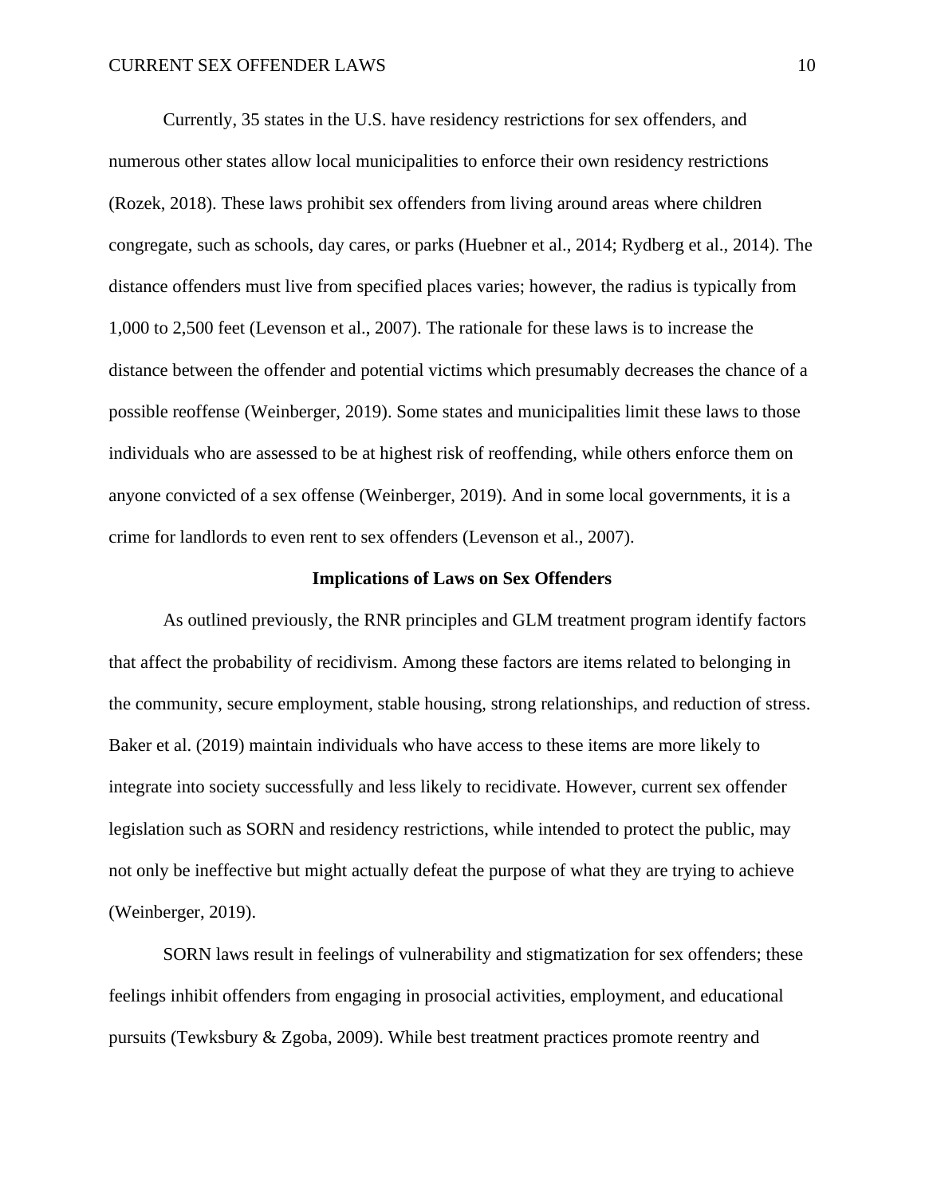Currently, 35 states in the U.S. have residency restrictions for sex offenders, and numerous other states allow local municipalities to enforce their own residency restrictions (Rozek, 2018). These laws prohibit sex offenders from living around areas where children congregate, such as schools, day cares, or parks (Huebner et al., 2014; Rydberg et al., 2014). The distance offenders must live from specified places varies; however, the radius is typically from 1,000 to 2,500 feet (Levenson et al., 2007). The rationale for these laws is to increase the distance between the offender and potential victims which presumably decreases the chance of a possible reoffense (Weinberger, 2019). Some states and municipalities limit these laws to those individuals who are assessed to be at highest risk of reoffending, while others enforce them on anyone convicted of a sex offense (Weinberger, 2019). And in some local governments, it is a crime for landlords to even rent to sex offenders (Levenson et al., 2007).

## Implications of Laws on Sex Offenders

As outlined previously, the RNR principles and GLM treatment program identify factors that affect the probability of recidivism. Among these factors are items related to belonging in the community, secure employment, stable housing, strong relationships, and reduction of stress. Baker et al. (2019) maintain individuals who have access to these items are more likely to integrate into society successfully and less likely to recidivate. However, current sex offender legislation such as SORN and residency restrictions, while intended to protect the public, may not only be ineffective but might actually defeat the purpose of what they are trying to achieve (Weinberger, 2019).

SORN laws result in feelings of vulnerability and stigmatization for sex offenders; these feelings inhibit offenders from engaging in prosocial activities, employment, and educational pursuits (Tewksbury & Zgoba, 2009). While best treatment practices promote reentry and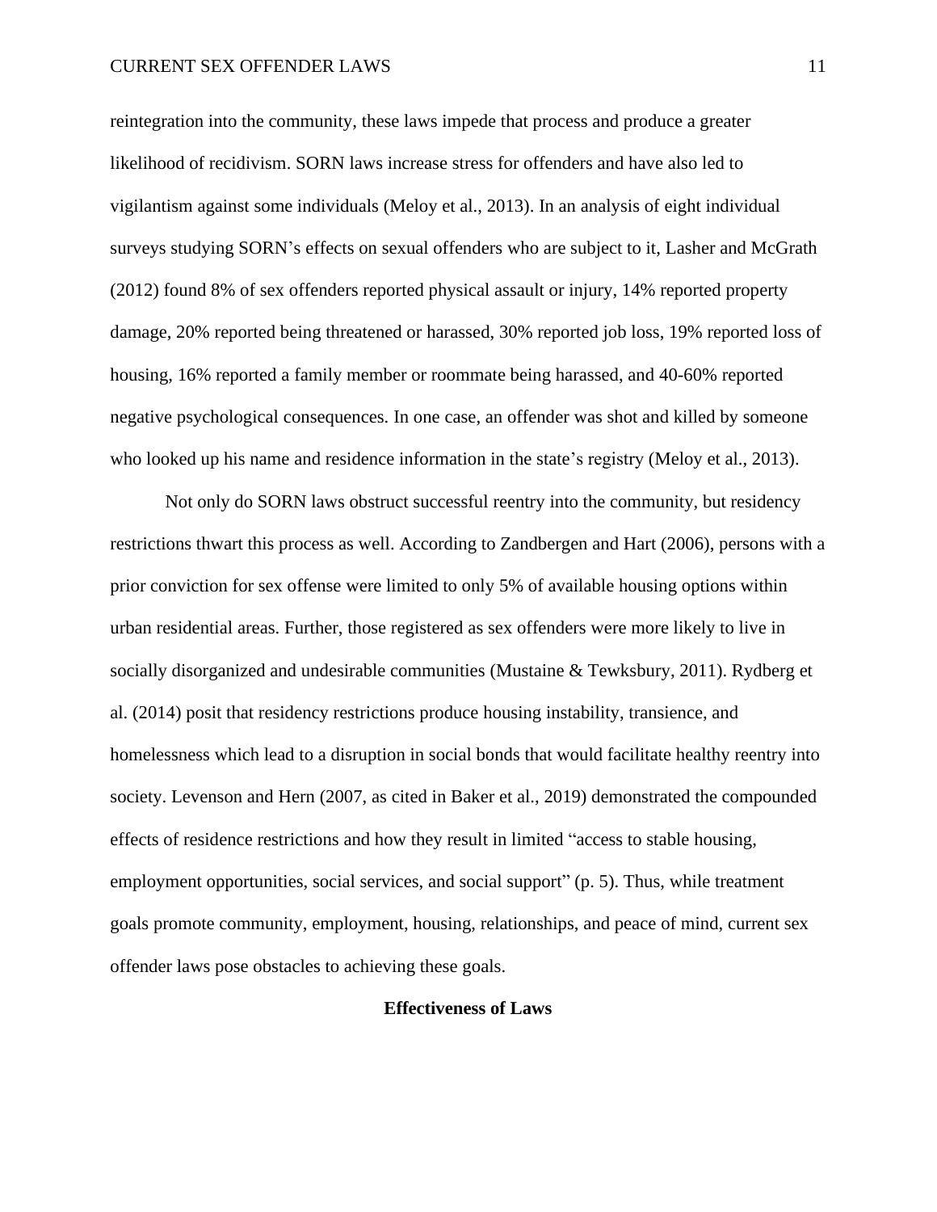reintegration into the community, these laws impede that process and produce a greater likelihood of recidivism. SORN laws increase stress for offenders and have also led to vigilantism against some individuals (Meloy et al., 2013). In an analysis of eight individual surveys studying SORN's effects on sexual offenders who are subject to it, Lasher and McGrath (2012) found 8% of sex offenders reported physical assault or injury, 14% reported property damage, 20% reported being threatened or harassed, 30% reported job loss, 19% reported loss of housing, 16% reported a family member or roommate being harassed, and 40-60% reported negative psychological consequences. In one case, an offender was shot and killed by someone who looked up his name and residence information in the state's registry (Meloy et al., 2013).

Not only do SORN laws obstruct successful reentry into the community, but residency restrictions thwart this process as well. According to Zandbergen and Hart (2006), persons with a prior conviction for sex offense were limited to only 5% of available housing options within urban residential areas. Further, those registered as sex offenders were more likely to live in socially disorganized and undesirable communities (Mustaine & Tewksbury, 2011). Rydberg et al. (2014) posit that residency restrictions produce housing instability, transience, and homelessness which lead to a disruption in social bonds that would facilitate healthy reentry into society. Levenson and Hern (2007, as cited in Baker et al., 2019) demonstrated the compounded effects of residence restrictions and how they result in limited "access to stable housing, employment opportunities, social services, and social support" (p. 5). Thus, while treatment goals promote community, employment, housing, relationships, and peace of mind, current sex offender laws pose obstacles to achieving these goals.

## Effectiveness of Laws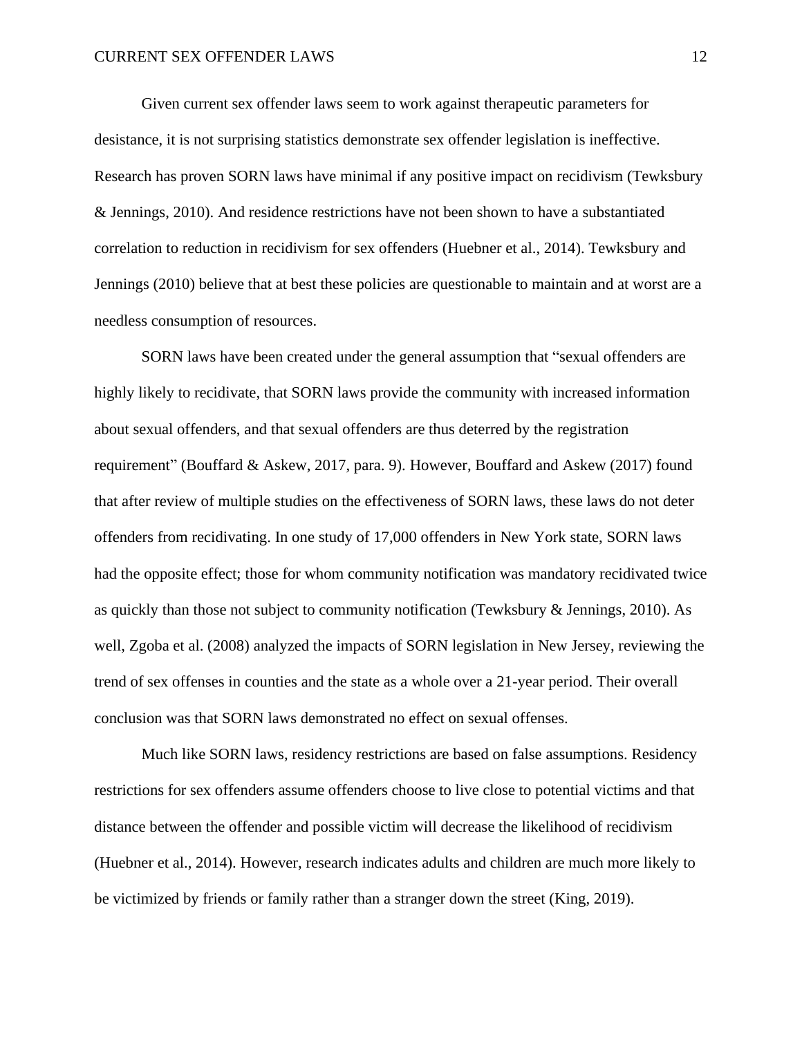Given current sex offender laws seem to work against therapeutic parameters for desistance, it is not surprising statistics demonstrate sex offender legislation is ineffective. Research has proven SORN laws have minimal if any positive impact on recidivism (Tewksbury & Jennings, 2010). And residence restrictions have not been shown to have a substantiated correlation to reduction in recidivism for sex offenders (Huebner et al., 2014). Tewksbury and Jennings (2010) believe that at best these policies are questionable to maintain and at worst are a needless consumption of resources.

SORN laws have been created under the general assumption that "sexual offenders are highly likely to recidivate, that SORN laws provide the community with increased information about sexual offenders, and that sexual offenders are thus deterred by the registration requirement" (Bouffard & Askew, 2017, para. 9). However, Bouffard and Askew (2017) found that after review of multiple studies on the effectiveness of SORN laws, these laws do not deter offenders from recidivating. In one study of 17,000 offenders in New York state, SORN laws had the opposite effect; those for whom community notification was mandatory recidivated twice as quickly than those not subject to community notification (Tewksbury & Jennings, 2010). As well, Zgoba et al. (2008) analyzed the impacts of SORN legislation in New Jersey, reviewing the trend of sex offenses in counties and the state as a whole over a 21-year period. Their overall conclusion was that SORN laws demonstrated no effect on sexual offenses.

Much like SORN laws, residency restrictions are based on false assumptions. Residency restrictions for sex offenders assume offenders choose to live close to potential victims and that distance between the offender and possible victim will decrease the likelihood of recidivism (Huebner et al., 2014). However, research indicates adults and children are much more likely to be victimized by friends or family rather than a stranger down the street (King, 2019).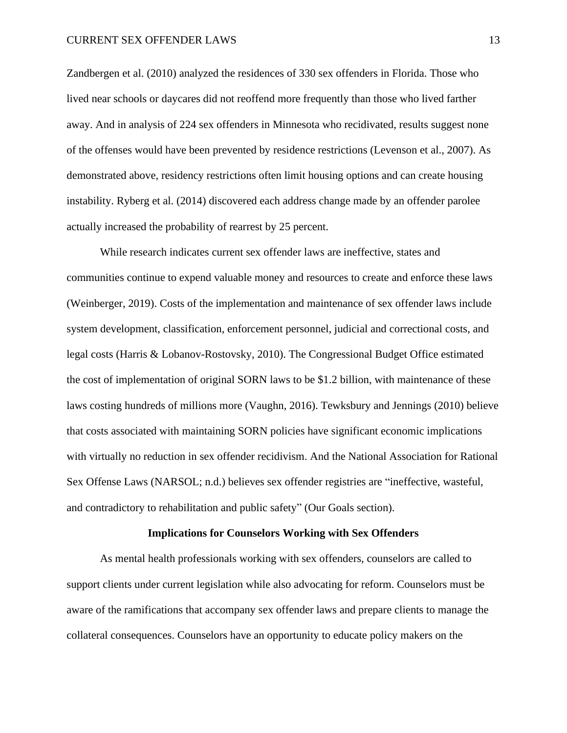Zandbergen et al. (2010) analyzed the residences of 330 sex offenders in Florida. Those who lived near schools or daycares did not reoffend more frequently than those who lived farther away. And in analysis of 224 sex offenders in Minnesota who recidivated, results suggest none of the offenses would have been prevented by residence restrictions (Levenson et al., 2007). As demonstrated above, residency restrictions often limit housing options and can create housing instability. Ryberg et al. (2014) discovered each address change made by an offender parolee actually increased the probability of rearrest by 25 percent.

While research indicates current sex offender laws are ineffective, states and communities continue to expend valuable money and resources to create and enforce these laws (Weinberger, 2019). Costs of the implementation and maintenance of sex offender laws include system development, classification, enforcement personnel, judicial and correctional costs, and legal costs (Harris & Lobanov-Rostovsky, 2010). The Congressional Budget Office estimated the cost of implementation of original SORN laws to be $1.2 billion, with maintenance of these laws costing hundreds of millions more (Vaughn, 2016). Tewksbury and Jennings (2010) believe that costs associated with maintaining SORN policies have significant economic implications with virtually no reduction in sex offender recidivism. And the National Association for Rational Sex Offense Laws (NARSOL; n.d.) believes sex offender registries are "ineffective, wasteful, and contradictory to rehabilitation and public safety" (Our Goals section).

## Implications for Counselors Working with Sex Offenders

As mental health professionals working with sex offenders, counselors are called to support clients under current legislation while also advocating for reform. Counselors must be aware of the ramifications that accompany sex offender laws and prepare clients to manage the collateral consequences. Counselors have an opportunity to educate policy makers on the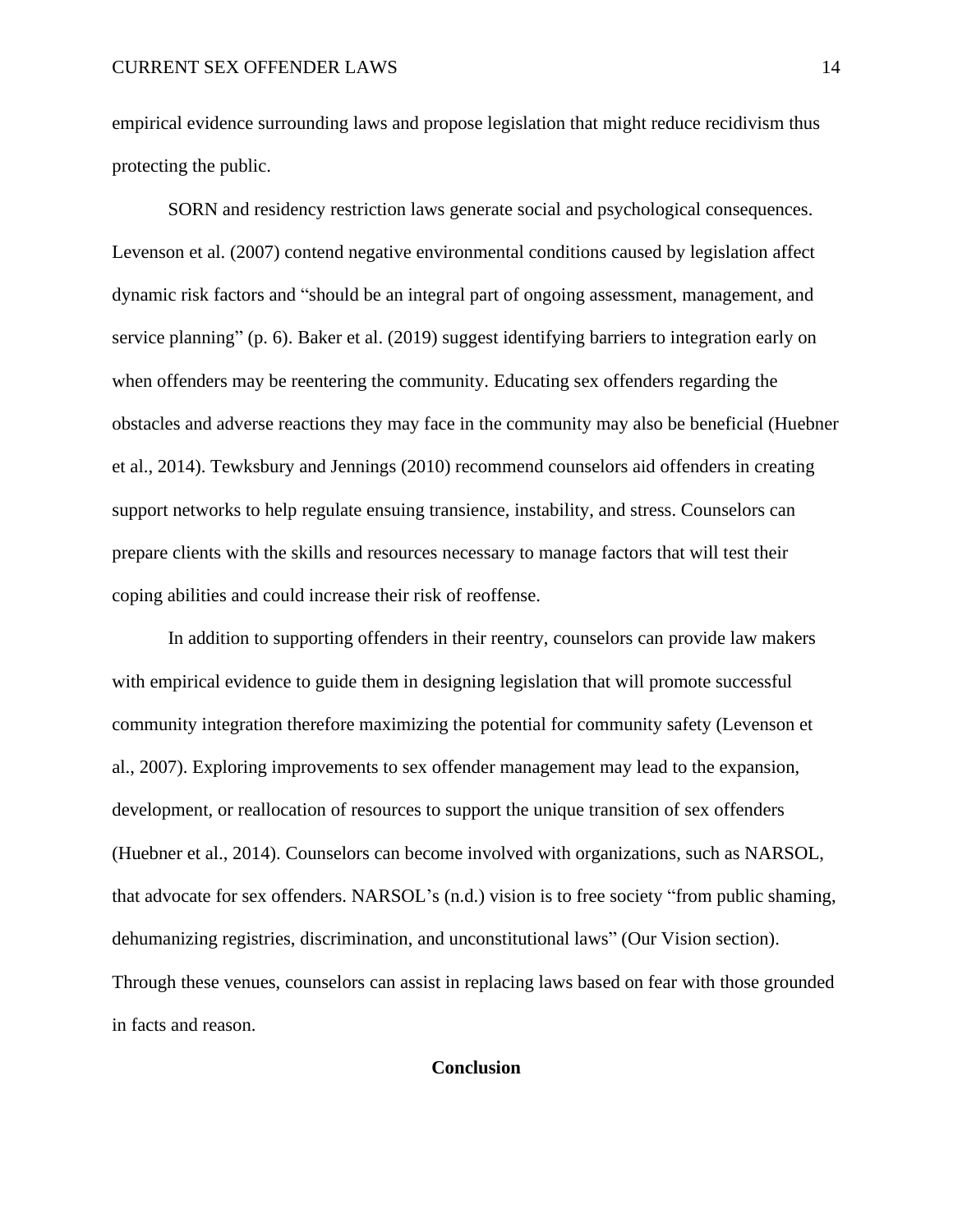empirical evidence surrounding laws and propose legislation that might reduce recidivism thus protecting the public.

SORN and residency restriction laws generate social and psychological consequences. Levenson et al. (2007) contend negative environmental conditions caused by legislation affect dynamic risk factors and "should be an integral part of ongoing assessment, management, and service planning" (p. 6). Baker et al. (2019) suggest identifying barriers to integration early on when offenders may be reentering the community. Educating sex offenders regarding the obstacles and adverse reactions they may face in the community may also be beneficial (Huebner et al., 2014). Tewksbury and Jennings (2010) recommend counselors aid offenders in creating support networks to help regulate ensuing transience, instability, and stress. Counselors can prepare clients with the skills and resources necessary to manage factors that will test their coping abilities and could increase their risk of reoffense.

In addition to supporting offenders in their reentry, counselors can provide law makers with empirical evidence to guide them in designing legislation that will promote successful community integration therefore maximizing the potential for community safety (Levenson et al., 2007). Exploring improvements to sex offender management may lead to the expansion, development, or reallocation of resources to support the unique transition of sex offenders (Huebner et al., 2014). Counselors can become involved with organizations, such as NARSOL, that advocate for sex offenders. NARSOL's (n.d.) vision is to free society "from public shaming, dehumanizing registries, discrimination, and unconstitutional laws" (Our Vision section). Through these venues, counselors can assist in replacing laws based on fear with those grounded in facts and reason.

## Conclusion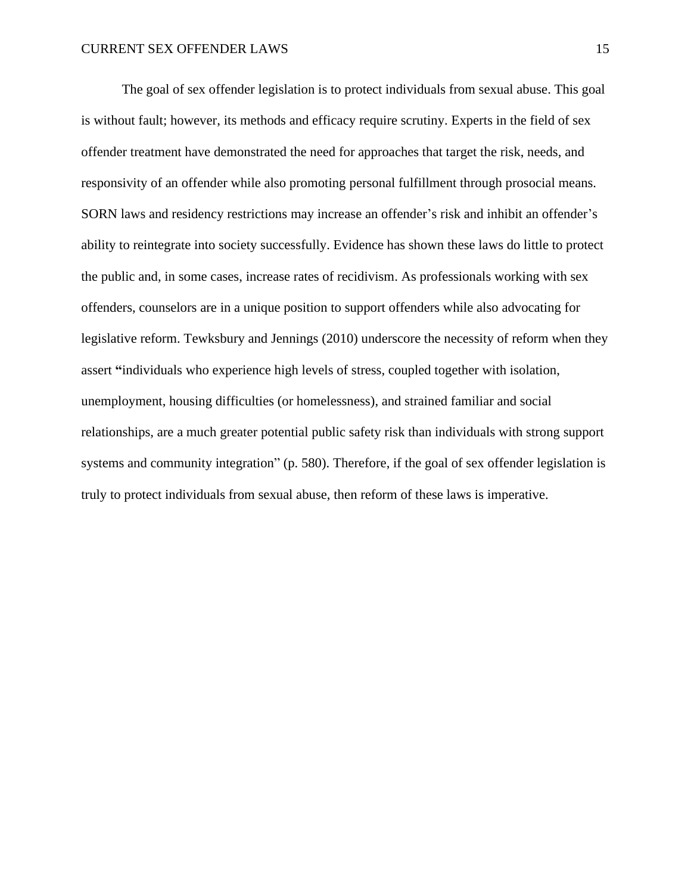The goal of sex offender legislation is to protect individuals from sexual abuse. This goal is without fault; however, its methods and efficacy require scrutiny. Experts in the field of sex offender treatment have demonstrated the need for approaches that target the risk, needs, and responsivity of an offender while also promoting personal fulfillment through prosocial means. SORN laws and residency restrictions may increase an offender's risk and inhibit an offender's ability to reintegrate into society successfully. Evidence has shown these laws do little to protect the public and, in some cases, increase rates of recidivism. As professionals working with sex offenders, counselors are in a unique position to support offenders while also advocating for legislative reform. Tewksbury and Jennings (2010) underscore the necessity of reform when they assert "individuals who experience high levels of stress, coupled together with isolation, unemployment, housing difficulties (or homelessness), and strained familiar and social relationships, are a much greater potential public safety risk than individuals with strong support systems and community integration" (p. 580). Therefore, if the goal of sex offender legislation is truly to protect individuals from sexual abuse, then reform of these laws is imperative.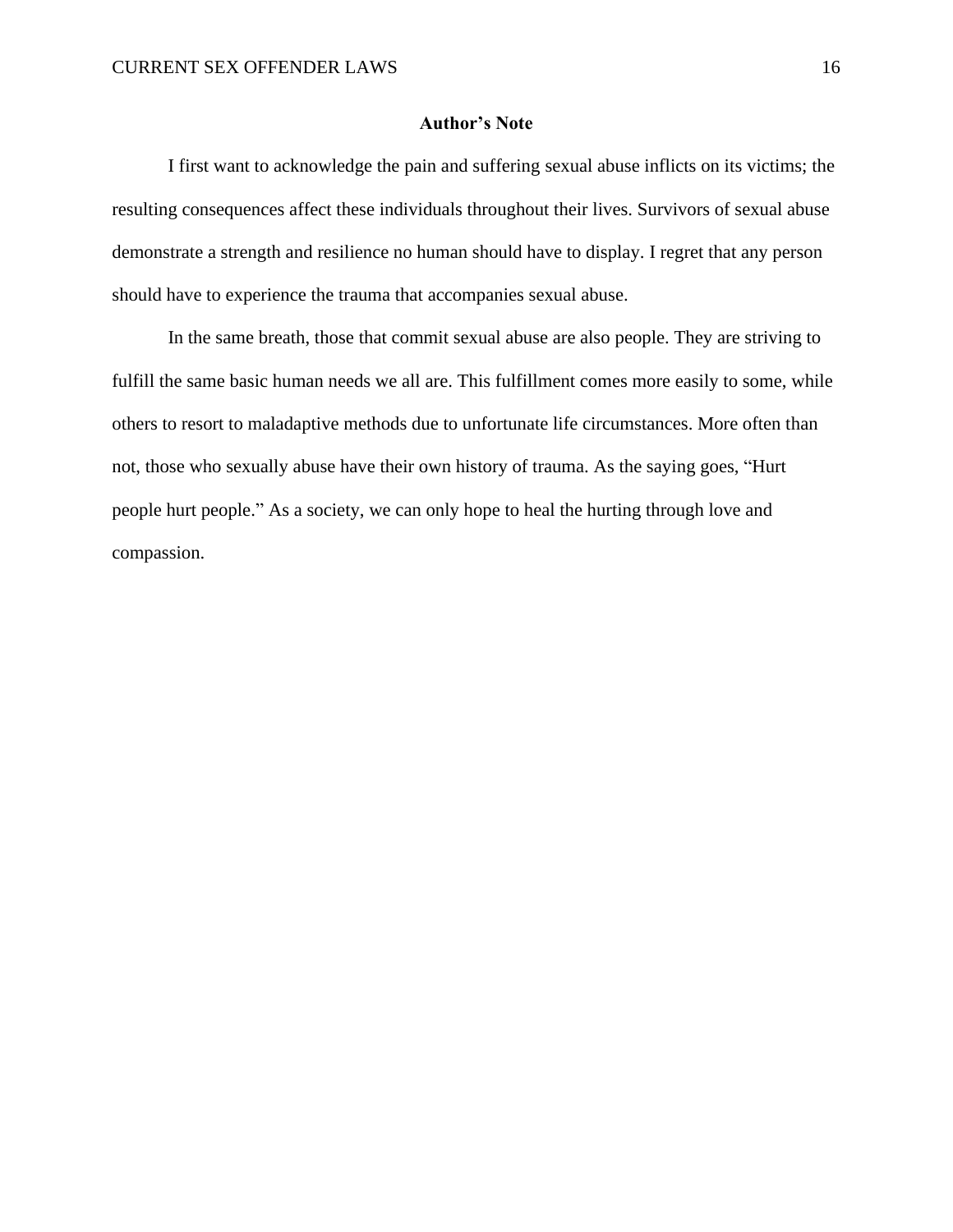## Author's Note

I first want to acknowledge the pain and suffering sexual abuse inflicts on its victims; the resulting consequences affect these individuals throughout their lives. Survivors of sexual abuse demonstrate a strength and resilience no human should have to display. I regret that any person should have to experience the trauma that accompanies sexual abuse.

In the same breath, those that commit sexual abuse are also people. They are striving to fulfill the same basic human needs we all are. This fulfillment comes more easily to some, while others to resort to maladaptive methods due to unfortunate life circumstances. More often than not, those who sexually abuse have their own history of trauma. As the saying goes, "Hurt people hurt people." As a society, we can only hope to heal the hurting through love and compassion.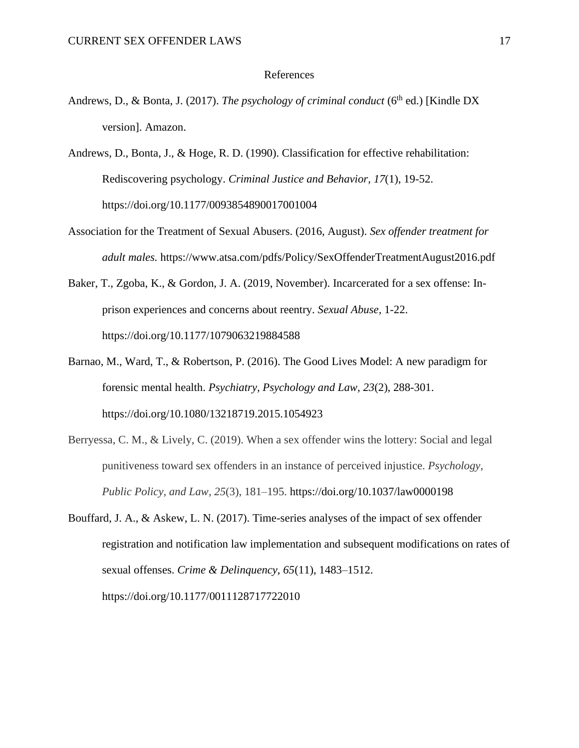# References

Andrews, D., & Bonta, J. (2017). *The psychology of criminal conduct* ($6^{th}$ ed.) [Kindle DX version]. Amazon.

Andrews, D., Bonta, J., & Hoge, R. D. (1990). Classification for effective rehabilitation: Rediscovering psychology. *Criminal Justice and Behavior, 17*(1), 19-52. https://doi.org/10.1177/0093854890017001004

Association for the Treatment of Sexual Abusers. (2016, August). *Sex offender treatment for adult males.* https://www.atsa.com/pdfs/Policy/SexOffenderTreatmentAugust2016.pdf

Baker, T., Zgoba, K., & Gordon, J. A. (2019, November). Incarcerated for a sex offense: In-prison experiences and concerns about reentry. *Sexual Abuse*, 1-22. https://doi.org/10.1177/1079063219884588

Barnao, M., Ward, T., & Robertson, P. (2016). The Good Lives Model: A new paradigm for forensic mental health. *Psychiatry, Psychology and Law, 23*(2), 288-301. https://doi.org/10.1080/13218719.2015.1054923

Berryessa, C. M., & Lively, C. (2019). When a sex offender wins the lottery: Social and legal punitiveness toward sex offenders in an instance of perceived injustice. *Psychology, Public Policy, and Law, 25*(3), 181–195. https://doi.org/10.1037/law0000198

Bouffard, J. A., & Askew, L. N. (2017). Time-series analyses of the impact of sex offender registration and notification law implementation and subsequent modifications on rates of sexual offenses. *Crime & Delinquency, 65*(11), 1483–1512. https://doi.org/10.1177/0011128717722010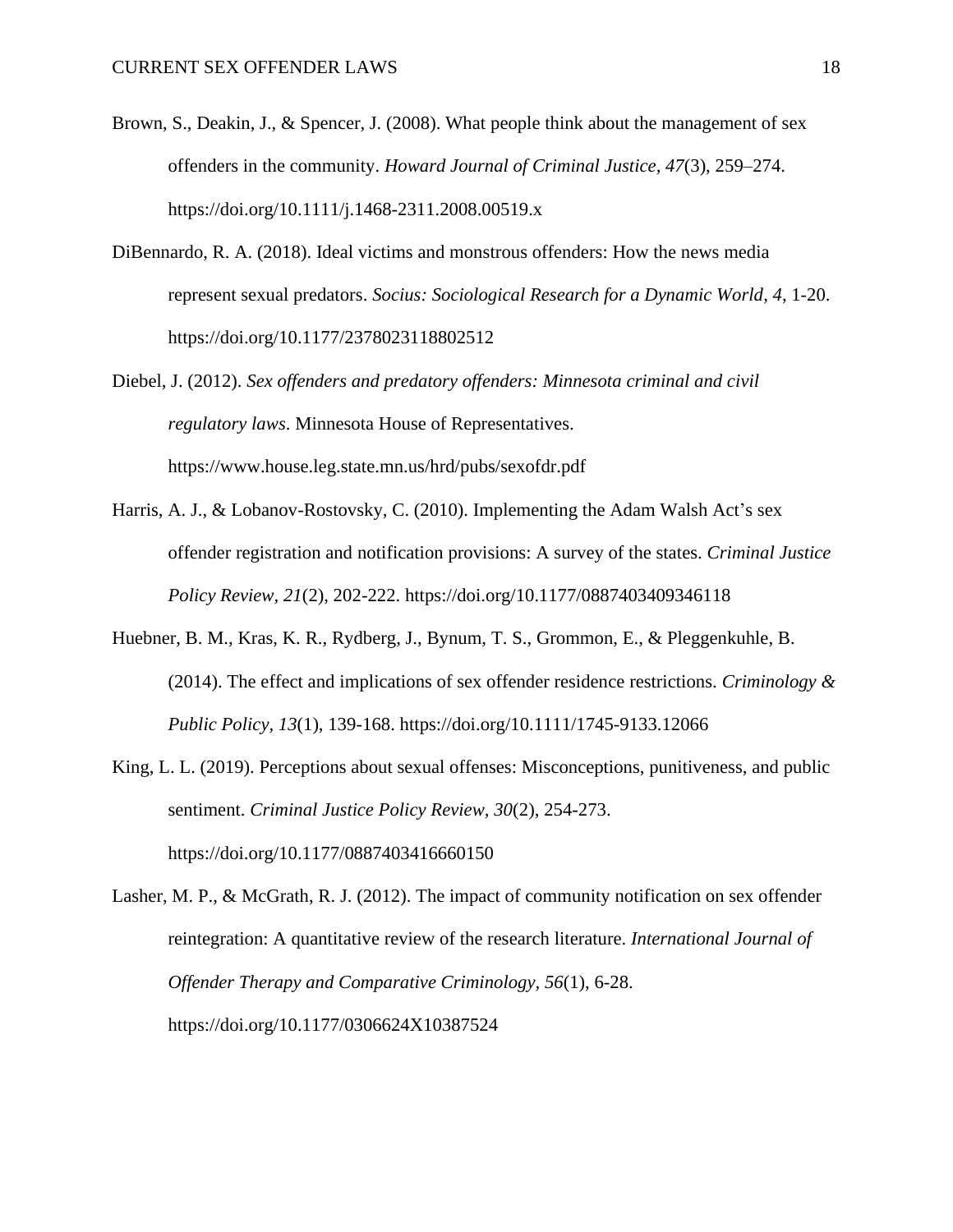Brown, S., Deakin, J., & Spencer, J. (2008). What people think about the management of sex offenders in the community. *Howard Journal of Criminal Justice*, *47*(3), 259–274. https://doi.org/10.1111/j.1468-2311.2008.00519.x

DiBennardo, R. A. (2018). Ideal victims and monstrous offenders: How the news media represent sexual predators. *Socius: Sociological Research for a Dynamic World, 4*, 1-20. https://doi.org/10.1177/2378023118802512

Diebel, J. (2012). *Sex offenders and predatory offenders: Minnesota criminal and civil regulatory laws*. Minnesota House of Representatives. https://www.house.leg.state.mn.us/hrd/pubs/sexofdr.pdf

Harris, A. J., & Lobanov-Rostovsky, C. (2010). Implementing the Adam Walsh Act's sex offender registration and notification provisions: A survey of the states. *Criminal Justice Policy Review, 21*(2), 202-222. https://doi.org/10.1177/0887403409346118

Huebner, B. M., Kras, K. R., Rydberg, J., Bynum, T. S., Grommon, E., & Pleggenkuhle, B. (2014). The effect and implications of sex offender residence restrictions. *Criminology & Public Policy*, *13*(1), 139-168. https://doi.org/10.1111/1745-9133.12066

King, L. L. (2019). Perceptions about sexual offenses: Misconceptions, punitiveness, and public sentiment. *Criminal Justice Policy Review, 30*(2), 254-273. https://doi.org/10.1177/0887403416660150

Lasher, M. P., & McGrath, R. J. (2012). The impact of community notification on sex offender reintegration: A quantitative review of the research literature. *International Journal of Offender Therapy and Comparative Criminology, 56*(1), 6-28. https://doi.org/10.1177/0306624X10387524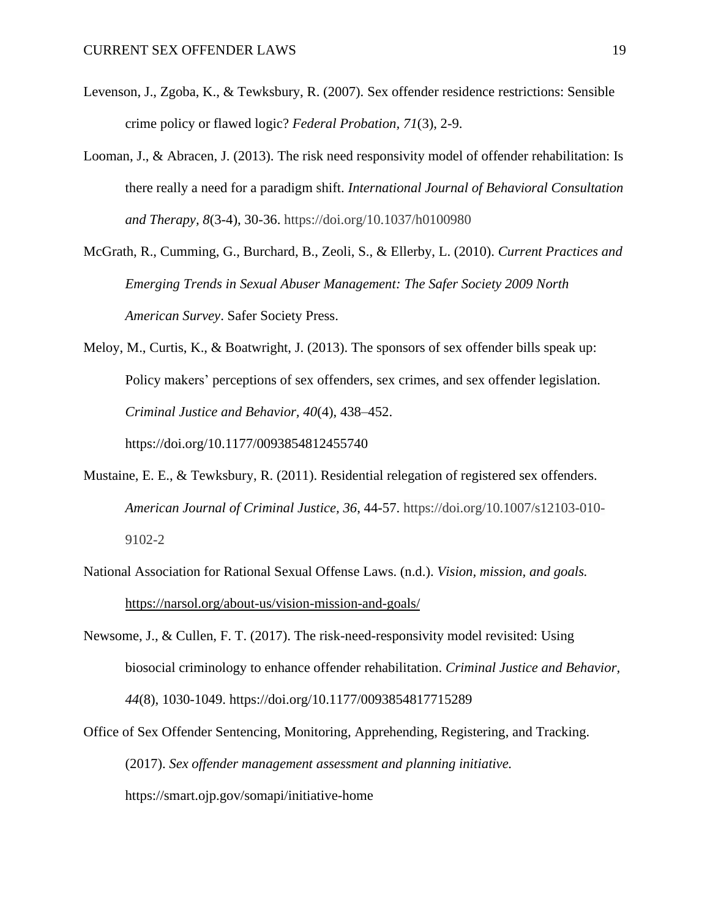Levenson, J., Zgoba, K., & Tewksbury, R. (2007). Sex offender residence restrictions: Sensible crime policy or flawed logic? *Federal Probation, 71*(3), 2-9.

Looman, J., & Abracen, J. (2013). The risk need responsivity model of offender rehabilitation: Is there really a need for a paradigm shift. *International Journal of Behavioral Consultation and Therapy, 8*(3-4), 30-36. https://doi.org/10.1037/h0100980

McGrath, R., Cumming, G., Burchard, B., Zeoli, S., & Ellerby, L. (2010). *Current Practices and Emerging Trends in Sexual Abuser Management: The Safer Society 2009 North American Survey*. Safer Society Press.

Meloy, M., Curtis, K., & Boatwright, J. (2013). The sponsors of sex offender bills speak up: Policy makers' perceptions of sex offenders, sex crimes, and sex offender legislation. *Criminal Justice and Behavior*, *40*(4), 438–452. https://doi.org/10.1177/0093854812455740

Mustaine, E. E., & Tewksbury, R. (2011). Residential relegation of registered sex offenders. *American Journal of Criminal Justice, 36*, 44-57. https://doi.org/10.1007/s12103-010-9102-2

National Association for Rational Sexual Offense Laws. (n.d.). *Vision, mission, and goals.* https://narsol.org/about-us/vision-mission-and-goals/

Newsome, J., & Cullen, F. T. (2017). The risk-need-responsivity model revisited: Using biosocial criminology to enhance offender rehabilitation. *Criminal Justice and Behavior, 44*(8), 1030-1049. https://doi.org/10.1177/0093854817715289

Office of Sex Offender Sentencing, Monitoring, Apprehending, Registering, and Tracking. (2017). *Sex offender management assessment and planning initiative.* https://smart.ojp.gov/somapi/initiative-home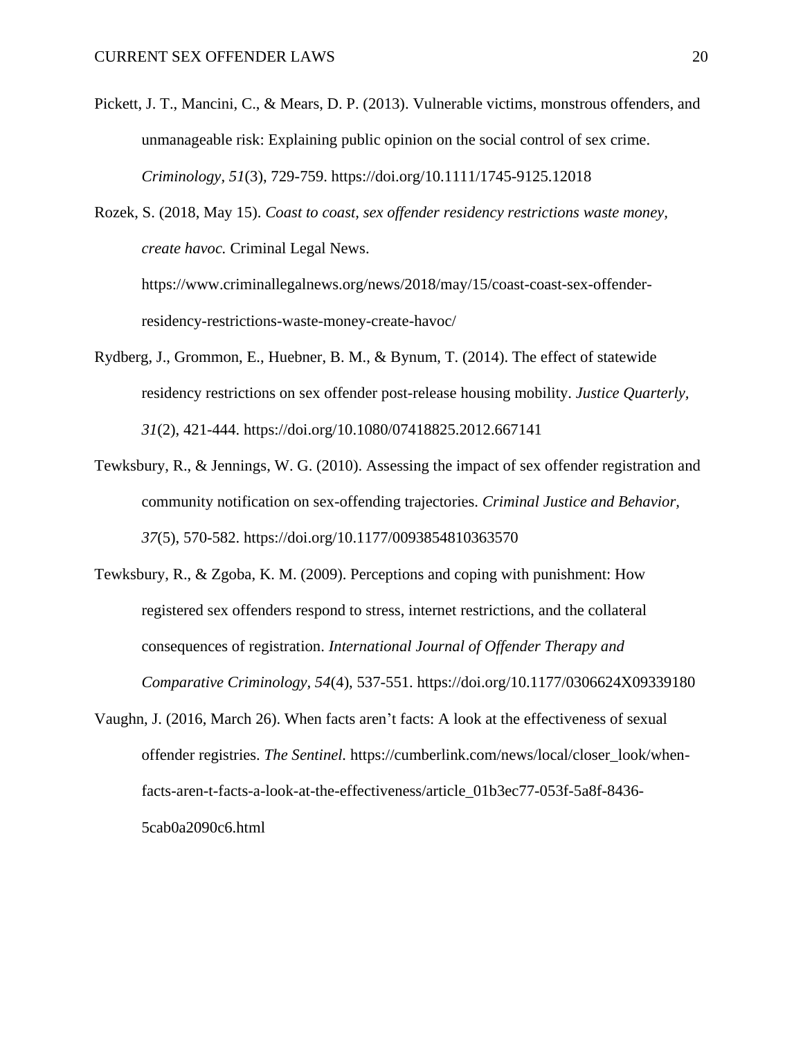Pickett, J. T., Mancini, C., & Mears, D. P. (2013). Vulnerable victims, monstrous offenders, and unmanageable risk: Explaining public opinion on the social control of sex crime. *Criminology, 51*(3), 729-759. https://doi.org/10.1111/1745-9125.12018

Rozek, S. (2018, May 15). *Coast to coast, sex offender residency restrictions waste money, create havoc.* Criminal Legal News. https://www.criminallegalnews.org/news/2018/may/15/coast-coast-sex-offender-residency-restrictions-waste-money-create-havoc/

Rydberg, J., Grommon, E., Huebner, B. M., & Bynum, T. (2014). The effect of statewide residency restrictions on sex offender post-release housing mobility. *Justice Quarterly, 31*(2), 421-444. https://doi.org/10.1080/07418825.2012.667141

Tewksbury, R., & Jennings, W. G. (2010). Assessing the impact of sex offender registration and community notification on sex-offending trajectories. *Criminal Justice and Behavior, 37*(5), 570-582. https://doi.org/10.1177/0093854810363570

Tewksbury, R., & Zgoba, K. M. (2009). Perceptions and coping with punishment: How registered sex offenders respond to stress, internet restrictions, and the collateral consequences of registration. *International Journal of Offender Therapy and Comparative Criminology, 54*(4), 537-551. https://doi.org/10.1177/0306624X09339180

Vaughn, J. (2016, March 26). When facts aren't facts: A look at the effectiveness of sexual offender registries. *The Sentinel.* https://cumberlink.com/news/local/closer_look/when-facts-aren-t-facts-a-look-at-the-effectiveness/article_01b3ec77-053f-5a8f-8436-5cab0a2090c6.html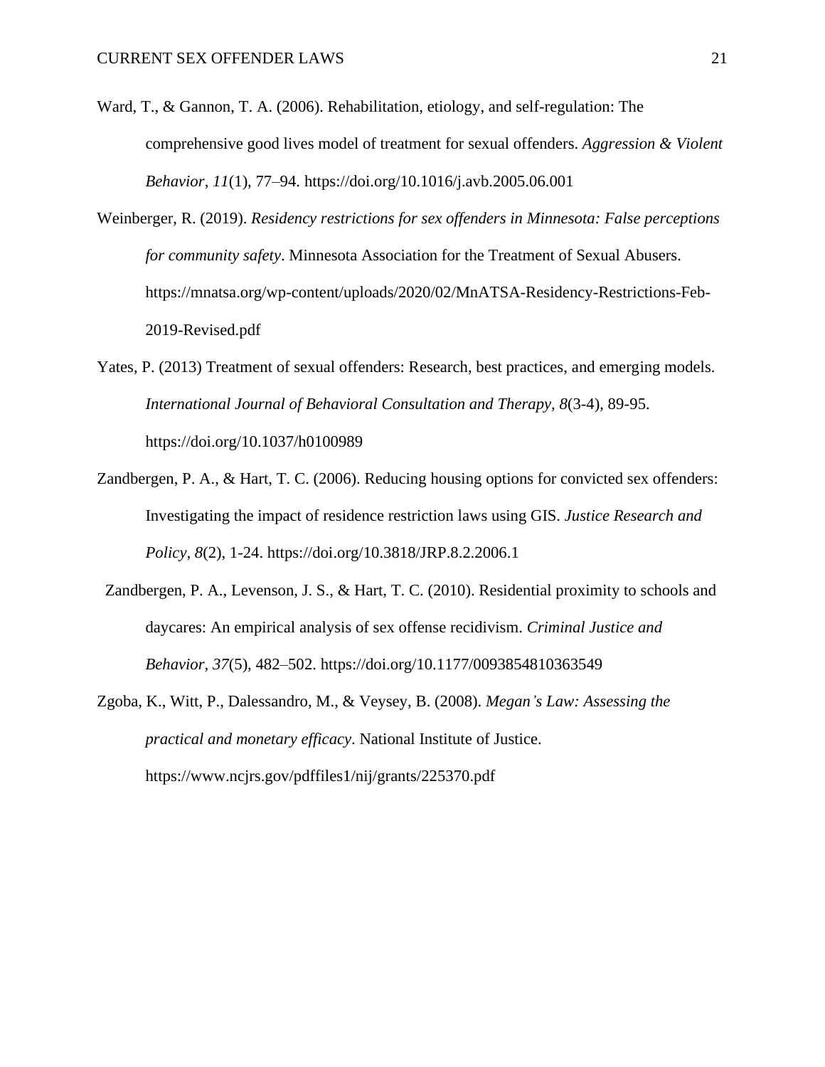Ward, T., & Gannon, T. A. (2006). Rehabilitation, etiology, and self-regulation: The comprehensive good lives model of treatment for sexual offenders. *Aggression & Violent Behavior*, *11*(1), 77–94. https://doi.org/10.1016/j.avb.2005.06.001

Weinberger, R. (2019). *Residency restrictions for sex offenders in Minnesota: False perceptions for community safety*. Minnesota Association for the Treatment of Sexual Abusers. https://mnatsa.org/wp-content/uploads/2020/02/MnATSA-Residency-Restrictions-Feb-2019-Revised.pdf

Yates, P. (2013) Treatment of sexual offenders: Research, best practices, and emerging models. *International Journal of Behavioral Consultation and Therapy, 8*(3-4), 89-95. https://doi.org/10.1037/h0100989

Zandbergen, P. A., & Hart, T. C. (2006). Reducing housing options for convicted sex offenders: Investigating the impact of residence restriction laws using GIS. *Justice Research and Policy, 8*(2), 1-24. https://doi.org/10.3818/JRP.8.2.2006.1

Zandbergen, P. A., Levenson, J. S., & Hart, T. C. (2010). Residential proximity to schools and daycares: An empirical analysis of sex offense recidivism. *Criminal Justice and Behavior*, *37*(5), 482–502. https://doi.org/10.1177/0093854810363549

Zgoba, K., Witt, P., Dalessandro, M., & Veysey, B. (2008). *Megan's Law: Assessing the practical and monetary efficacy*. National Institute of Justice. https://www.ncjrs.gov/pdffiles1/nij/grants/225370.pdf